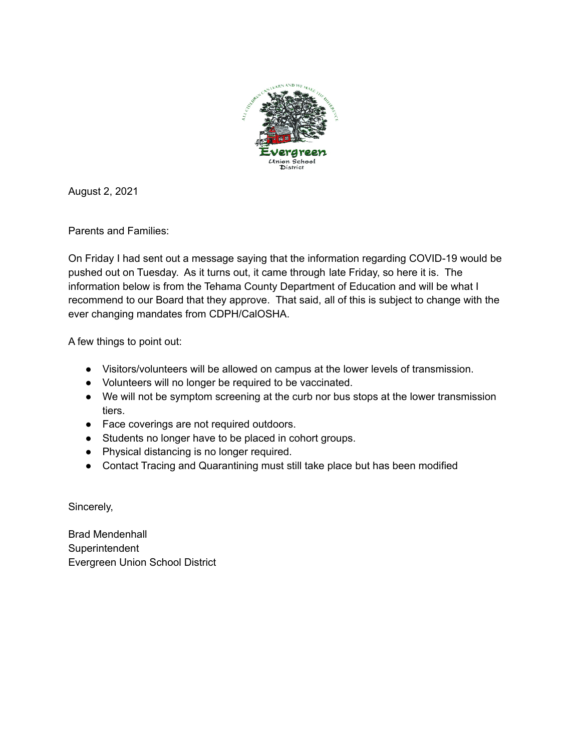August 2, 2021

Parents and Families:

On Friday I had sent out a message saying that the information regarding COVID-19 would be pushed out on Tuesday. As it turns out, it came through late Friday, so here it is. The information below is from the Tehama County Department of Education and will be what I recommend to our Board that they approve. That said, all of this is subject to change with the ever changing mandates from CDPH/CalOSHA.

A few things to point out:

- Visitors/volunteers will be allowed on campus at the lower levels of transmission.
- Volunteers will no longer be required to be vaccinated.
- We will not be symptom screening at the curb nor bus stops at the lower transmission tiers.
- Face coverings are not required outdoors.
- Students no longer have to be placed in cohort groups.
- Physical distancing is no longer required.
- Contact Tracing and Quarantining must still take place but has been modified

Sincerely,

Brad Mendenhall
Superintendent
Evergreen Union School District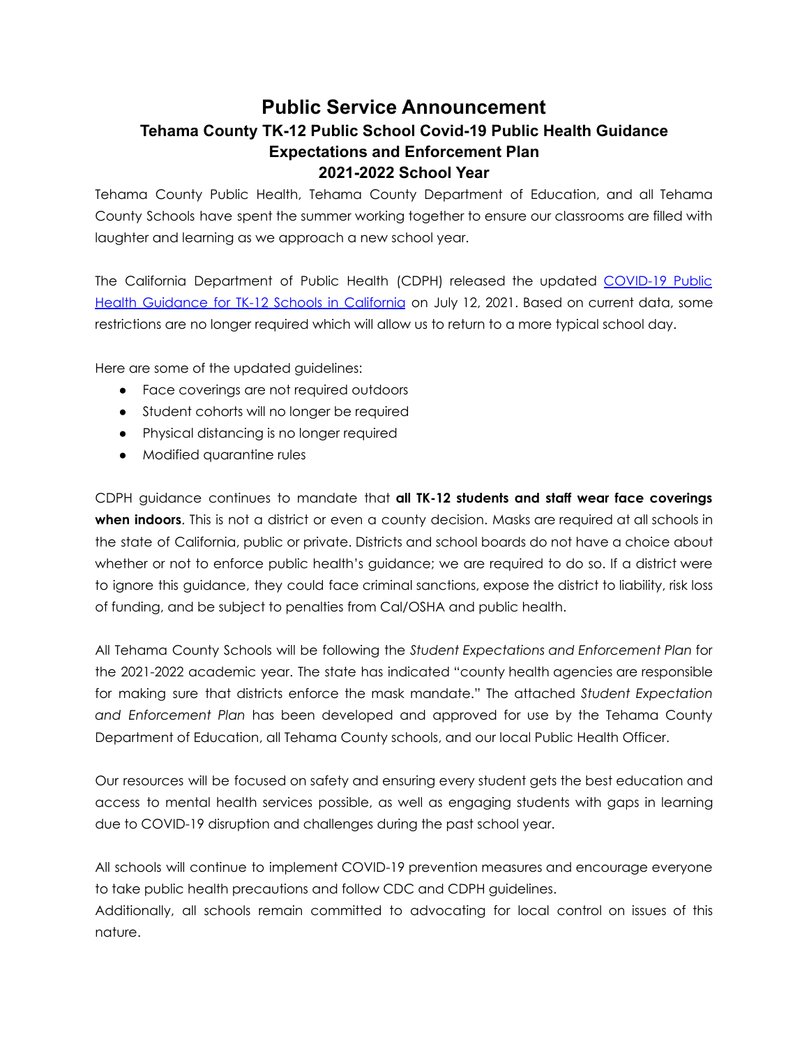# Public Service Announcement

## Tehama County TK-12 Public School Covid-19 Public Health Guidance Expectations and Enforcement Plan 2021-2022 School Year

Tehama County Public Health, Tehama County Department of Education, and all Tehama County Schools have spent the summer working together to ensure our classrooms are filled with laughter and learning as we approach a new school year.

The California Department of Public Health (CDPH) released the updated [COVID-19 Public Health Guidance for TK-12 Schools in California]() on July 12, 2021. Based on current data, some restrictions are no longer required which will allow us to return to a more typical school day.

Here are some of the updated guidelines:

- Face coverings are not required outdoors
- Student cohorts will no longer be required
- Physical distancing is no longer required
- Modified quarantine rules

CDPH guidance continues to mandate that **all TK-12 students and staff wear face coverings when indoors**. This is not a district or even a county decision. Masks are required at all schools in the state of California, public or private. Districts and school boards do not have a choice about whether or not to enforce public health's guidance; we are required to do so. If a district were to ignore this guidance, they could face criminal sanctions, expose the district to liability, risk loss of funding, and be subject to penalties from Cal/OSHA and public health.

All Tehama County Schools will be following the *Student Expectations and Enforcement Plan* for the 2021-2022 academic year. The state has indicated "county health agencies are responsible for making sure that districts enforce the mask mandate." The attached *Student Expectation and Enforcement Plan* has been developed and approved for use by the Tehama County Department of Education, all Tehama County schools, and our local Public Health Officer.

Our resources will be focused on safety and ensuring every student gets the best education and access to mental health services possible, as well as engaging students with gaps in learning due to COVID-19 disruption and challenges during the past school year.

All schools will continue to implement COVID-19 prevention measures and encourage everyone to take public health precautions and follow CDC and CDPH guidelines.
Additionally, all schools remain committed to advocating for local control on issues of this nature.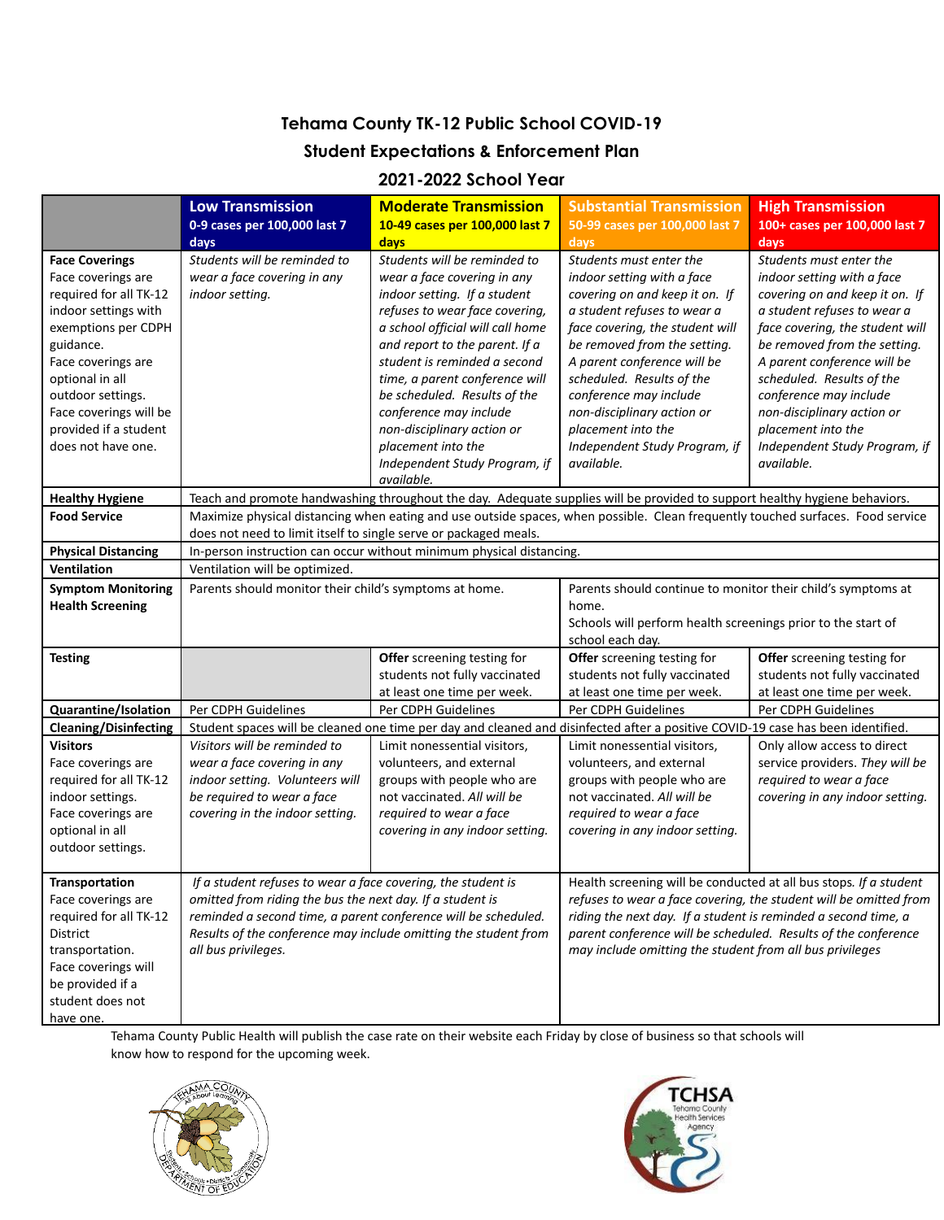# Tehama County TK-12 Public School COVID-19

## Student Expectations & Enforcement Plan

## 2021-2022 School Year

| | **Low Transmission** 0-9 cases per 100,000 last 7 days | **Moderate Transmission** 10-49 cases per 100,000 last 7 days | **Substantial Transmission** 50-99 cases per 100,000 last 7 days | **High Transmission** 100+ cases per 100,000 last 7 days |
|---|---|---|---|---|
| **Face Coverings** Face coverings are required for all TK-12 indoor settings with exemptions per CDPH guidance. Face coverings are optional in all outdoor settings. Face coverings will be provided if a student does not have one. | *Students will be reminded to wear a face covering in any indoor setting.* | *Students will be reminded to wear a face covering in any indoor setting. If a student refuses to wear face covering, a school official will call home and report to the parent. If a student is reminded a second time, a parent conference will be scheduled. Results of the conference may include non-disciplinary action or placement into the Independent Study Program, if available.* | *Students must enter the indoor setting with a face covering on and keep it on. If a student refuses to wear a face covering, the student will be removed from the setting. A parent conference will be scheduled. Results of the conference may include non-disciplinary action or placement into the Independent Study Program, if available.* | *Students must enter the indoor setting with a face covering on and keep it on. If a student refuses to wear a face covering, the student will be removed from the setting. A parent conference will be scheduled. Results of the conference may include non-disciplinary action or placement into the Independent Study Program, if available.* |
| **Healthy Hygiene** | Teach and promote handwashing throughout the day. Adequate supplies will be provided to support healthy hygiene behaviors. | | | |
| **Food Service** | Maximize physical distancing when eating and use outside spaces, when possible. Clean frequently touched surfaces. Food service does not need to limit itself to single serve or packaged meals. | | | |
| **Physical Distancing** | In-person instruction can occur without minimum physical distancing. | | | |
| **Ventilation** | Ventilation will be optimized. | | | |
| **Symptom Monitoring Health Screening** | Parents should monitor their child's symptoms at home. | | Parents should continue to monitor their child's symptoms at home. Schools will perform health screenings prior to the start of school each day. | |
| **Testing** | | **Offer** screening testing for students not fully vaccinated at least one time per week. | **Offer** screening testing for students not fully vaccinated at least one time per week. | **Offer** screening testing for students not fully vaccinated at least one time per week. |
| **Quarantine/Isolation** | Per CDPH Guidelines | Per CDPH Guidelines | Per CDPH Guidelines | Per CDPH Guidelines |
| **Cleaning/Disinfecting** | Student spaces will be cleaned one time per day and cleaned and disinfected after a positive COVID-19 case has been identified. | | | |
| **Visitors** Face coverings are required for all TK-12 indoor settings. Face coverings are optional in all outdoor settings. | *Visitors will be reminded to wear a face covering in any indoor setting. Volunteers will be required to wear a face covering in the indoor setting.* | Limit nonessential visitors, volunteers, and external groups with people who are not vaccinated. *All will be required to wear a face covering in any indoor setting.* | Limit nonessential visitors, volunteers, and external groups with people who are not vaccinated. *All will be required to wear a face covering in any indoor setting.* | Only allow access to direct service providers. *They will be required to wear a face covering in any indoor setting.* |
| **Transportation** Face coverings are required for all TK-12 District transportation. Face coverings will be provided if a student does not have one. | *If a student refuses to wear a face covering, the student is omitted from riding the bus the next day. If a student is reminded a second time, a parent conference will be scheduled. Results of the conference may include omitting the student from all bus privileges.* | | Health screening will be conducted at all bus stops. *If a student refuses to wear a face covering, the student will be omitted from riding the next day. If a student is reminded a second time, a parent conference will be scheduled. Results of the conference may include omitting the student from all bus privileges* | |

Tehama County Public Health will publish the case rate on their website each Friday by close of business so that schools will know how to respond for the upcoming week.